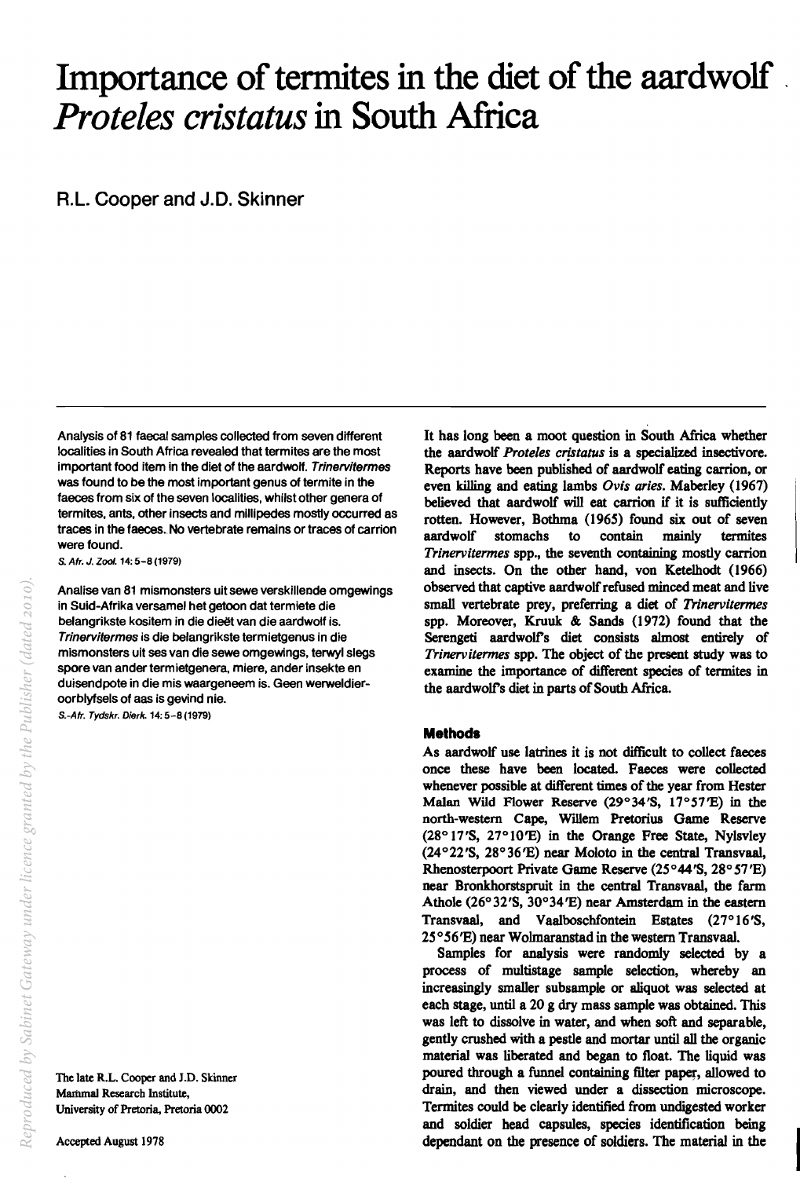# Importance of termites in the diet of the aardwolf *Proteles cristatus* in South Africa

R.L. Cooper and J.D. Skinner

Analysis of 81 faecal samples collected from seven different localities in South Africa revealed that termites are the most important food item in the diet of the aardwolf. *Trinervitermes* was found to be the most important genus of termite in the faeces from six of the seven localities, whilst other genera of termites, ants, other insects and millipedes mostly occurred as traces in the faeces. No vertebrate remains or traces of carrion were found.

*S. Afr. J. Zool.* 14: 5–8 (1979)

Analise van 81 mismonsters uit sewe verskillende omgewings in Suid-Afrika versamel het getoon dat termiete die belangrikste kositem in die dieët van die aardwolf is. *Trinervitermes* is die belangrikste termietgenus in die mismonsters uit ses van die sewe omgewings, terwyl slegs spore van ander termietgenera, miere, ander insekte en duisendpote in die mis waargeneem is. Geen werweldier-oorblyfsels of aas is gevind nie.

*S.-Afr. Tydskr. Dierk.* 14: 5–8 (1979)

The late R.L. Cooper and J.D. Skinner
Mammal Research Institute,
University of Pretoria, Pretoria 0002

Accepted August 1978

It has long been a moot question in South Africa whether the aardwolf *Proteles cristatus* is a specialized insectivore. Reports have been published of aardwolf eating carrion, or even killing and eating lambs *Ovis aries*. Maberley (1967) believed that aardwolf will eat carrion if it is sufficiently rotten. However, Bothma (1965) found six out of seven aardwolf stomachs to contain mainly termites *Trinervitermes* spp., the seventh containing mostly carrion and insects. On the other hand, von Ketelhodt (1966) observed that captive aardwolf refused minced meat and live small vertebrate prey, preferring a diet of *Trinervitermes* spp. Moreover, Kruuk & Sands (1972) found that the Serengeti aardwolf's diet consists almost entirely of *Trinervitermes* spp. The object of the present study was to examine the importance of different species of termites in the aardwolf's diet in parts of South Africa.

### Methods

As aardwolf use latrines it is not difficult to collect faeces once these have been located. Faeces were collected whenever possible at different times of the year from Hester Malan Wild Flower Reserve (29°34′S, 17°57′E) in the north-western Cape, Willem Pretorius Game Reserve (28°17′S, 27°10′E) in the Orange Free State, Nylsvley (24°22′S, 28°36′E) near Moloto in the central Transvaal, Rhenosterpoort Private Game Reserve (25°44′S, 28°57′E) near Bronkhorstspruit in the central Transvaal, the farm Athole (26°32′S, 30°34′E) near Amsterdam in the eastern Transvaal, and Vaalboschfontein Estates (27°16′S, 25°56′E) near Wolmaranstad in the western Transvaal.

Samples for analysis were randomly selected by a process of multistage sample selection, whereby an increasingly smaller subsample or aliquot was selected at each stage, until a 20 g dry mass sample was obtained. This was left to dissolve in water, and when soft and separable, gently crushed with a pestle and mortar until all the organic material was liberated and began to float. The liquid was poured through a funnel containing filter paper, allowed to drain, and then viewed under a dissection microscope. Termites could be clearly identified from undigested worker and soldier head capsules, species identification being dependant on the presence of soldiers. The material in the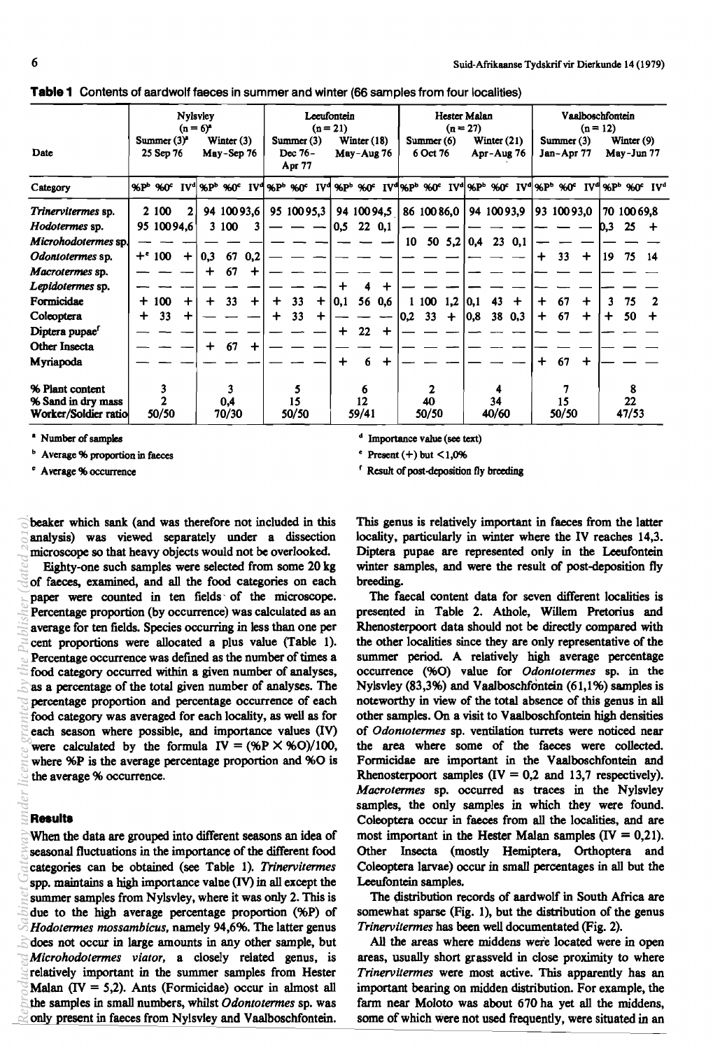**Table 1** Contents of aardwolf faeces in summer and winter (66 samples from four localities)

| | Nylsvley (n = 6)[a] | | | | | | Leeufontein (n = 21) | | | | | | Hester Malan (n = 27) | | | | | | Vaalboschfontein (n = 12) | | | | | |
|---|---|---|---|---|---|---|---|---|---|---|---|---|---|---|---|---|---|---|---|---|---|---|---|---|
| | Summer (3)[a] | | | Winter (3) | | | Summer (3) | | | Winter (18) | | | Summer (6) | | | Winter (21) | | | Summer (3) | | | Winter (9) | | |
| Date | 25 Sep 76 | | | May-Sep 76 | | | Dec 76-Apr 77 | | | May-Aug 76 | | | 6 Oct 76 | | | Apr-Aug 76 | | | Jan-Apr 77 | | | May-Jun 77 | | |
| Category | %P[b] | %O[c] | IV[d] | %P[b] | %O[c] | IV[d] | %P[b] | %O[c] | IV[d] | %P[b] | %O[c] | IV[d] | %P[b] | %O[c] | IV[d] | %P[b] | %O[c] | IV[d] | %P[b] | %O[c] | IV[d] | %P[b] | %O[c] | IV[d] |
| *Trinervitermes* sp. | 2 | 100 | 2 | 94 | 100 | 93,6 | 95 | 100 | 95,3 | 94 | 100 | 94,5 | 86 | 100 | 86,0 | 94 | 100 | 93,9 | 93 | 100 | 93,0 | 70 | 100 | 69,8 |
| *Hodotermes* sp. | 95 | 100 | 94,6 | 3 | 100 | 3 | — | — | — | 0,5 | 22 | 0,1 | — | — | — | — | — | — | — | — | — | 0,3 | 25 | + |
| *Microhodotermes* sp. | — | — | — | — | — | — | — | — | — | — | — | — | 10 | 50 | 5,2 | 0,4 | 23 | 0,1 | — | — | — | — | — | — |
| *Odontotermes* sp. | +[e] | 100 | + | 0,3 | 67 | 0,2 | — | — | — | — | — | — | — | — | — | — | — | — | + | 33 | + | 19 | 75 | 14 |
| *Macrotermes* sp. | — | — | — | + | 67 | + | — | — | — | — | — | — | — | — | — | — | — | — | — | — | — | — | — | — |
| *Lepidotermes* sp. | — | — | — | — | — | — | — | — | — | + | 4 | + | — | — | — | — | — | — | — | — | — | — | — | — |
| Formicidae | + | 100 | + | + | 33 | + | + | 33 | + | 0,1 | 56 | 0,6 | 1 | 100 | 1,2 | 0,1 | 43 | + | + | 67 | + | 3 | 75 | 2 |
| Coleoptera | + | 33 | + | — | — | — | + | 33 | + | — | — | — | 0,2 | 33 | + | 0,8 | 38 | 0,3 | + | 67 | + | + | 50 | + |
| Diptera pupae[f] | — | — | — | — | — | — | — | — | — | + | 22 | + | — | — | — | — | — | — | — | — | — | — | — | — |
| Other Insecta | — | — | — | + | 67 | + | — | — | — | — | — | — | — | — | — | — | — | — | — | — | — | — | — | — |
| Myriapoda | — | — | — | — | — | — | — | — | — | + | 6 | + | — | — | — | — | — | — | + | 67 | + | — | — | — |
| % Plant content | | 3 | | | 3 | | | 5 | | | 6 | | | 2 | | | 4 | | | 7 | | | 8 | |
| % Sand in dry mass | | 2 | | | 0,4 | | | 15 | | | 12 | | | 40 | | | 34 | | | 15 | | | 22 | |
| Worker/Soldier ratio | | 50/50 | | | 70/30 | | | 50/50 | | | 59/41 | | | 50/50 | | | 40/60 | | | 50/50 | | | 47/53 | |

[a] Number of samples
[b] Average % proportion in faeces
[c] Average % occurrence
[d] Importance value (see text)
[e] Present (+) but <1,0%
[f] Result of post-deposition fly breeding

beaker which sank (and was therefore not included in this analysis) was viewed separately under a dissection microscope so that heavy objects would not be overlooked.

Eighty-one such samples were selected from some 20 kg of faeces, examined, and all the food categories on each paper were counted in ten fields of the microscope. Percentage proportion (by occurrence) was calculated as an average for ten fields. Species occurring in less than one per cent proportions were allocated a plus value (Table 1). Percentage occurrence was defined as the number of times a food category occurred within a given number of analyses, as a percentage of the total given number of analyses. The percentage proportion and percentage occurrence of each food category was averaged for each locality, as well as for each season where possible, and importance values (IV) were calculated by the formula $IV = (\%P \times \%O)/100$, where %P is the average percentage proportion and %O is the average % occurrence.

## Results

When the data are grouped into different seasons an idea of seasonal fluctuations in the importance of the different food categories can be obtained (see Table 1). *Trinervitermes* spp. maintains a high importance value (IV) in all except the summer samples from Nylsvley, where it was only 2. This is due to the high average percentage proportion (%P) of *Hodotermes mossambicus*, namely 94,6%. The latter genus does not occur in large amounts in any other sample, but *Microhodotermes viator*, a closely related genus, is relatively important in the summer samples from Hester Malan (IV = 5,2). Ants (Formicidae) occur in almost all the samples in small numbers, whilst *Odontotermes* sp. was only present in faeces from Nylsvley and Vaalboschfontein. This genus is relatively important in faeces from the latter locality, particularly in winter where the IV reaches 14,3. Diptera pupae are represented only in the Leeufontein winter samples, and were the result of post-deposition fly breeding.

The faecal content data for seven different localities is presented in Table 2. Athole, Willem Pretorius and Rhenosterpoort data should not be directly compared with the other localities since they are only representative of the summer period. A relatively high average percentage occurrence (%O) value for *Odontotermes* sp. in the Nylsvley (83,3%) and Vaalboschfontein (61,1%) samples is noteworthy in view of the total absence of this genus in all other samples. On a visit to Vaalboschfontein high densities of *Odontotermes* sp. ventilation turrets were noticed near the area where some of the faeces were collected. Formicidae are important in the Vaalboschfontein and Rhenosterpoort samples (IV = 0,2 and 13,7 respectively). *Macrotermes* sp. occurred as traces in the Nylsvley samples, the only samples in which they were found. Coleoptera occur in faeces from all the localities, and are most important in the Hester Malan samples (IV = 0,21). Other Insecta (mostly Hemiptera, Orthoptera and Coleoptera larvae) occur in small percentages in all but the Leeufontein samples.

The distribution records of aardwolf in South Africa are somewhat sparse (Fig. 1), but the distribution of the genus *Trinervitermes* has been well documentated (Fig. 2).

All the areas where middens were located were in open areas, usually short grassveld in close proximity to where *Trinervitermes* were most active. This apparently has an important bearing on midden distribution. For example, the farm near Moloto was about 670 ha yet all the middens, some of which were not used frequently, were situated in an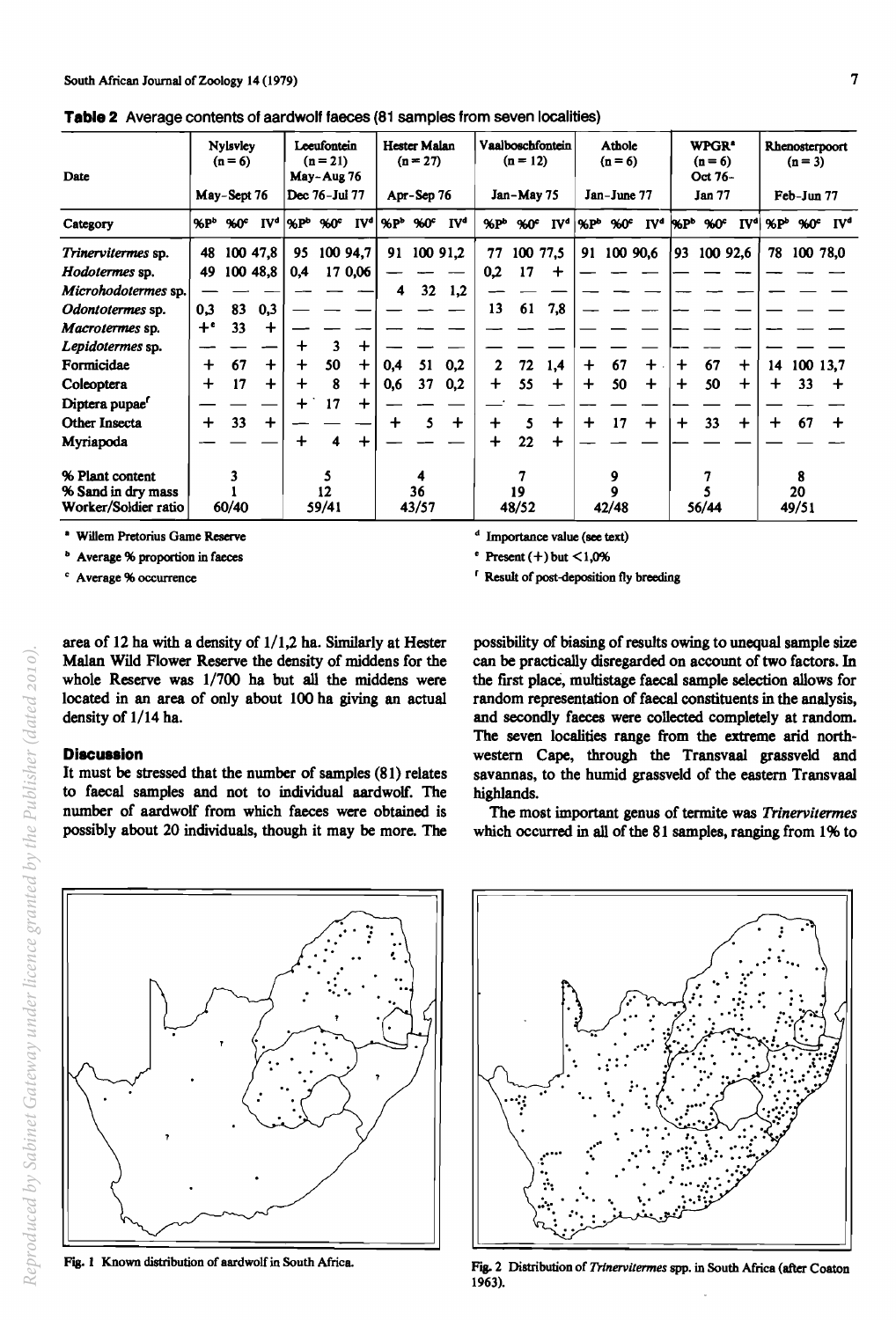**Table 2** Average contents of aardwolf faeces (81 samples from seven localities)

| Date | Nylsvley (n = 6) May–Sept 76 | | | Leeufontein (n = 21) May–Aug 76 Dec 76–Jul 77 | | | Hester Malan (n = 27) Apr–Sep 76 | | | Vaalboschfontein (n = 12) Jan–May 75 | | | Athole (n = 6) Jan–June 77 | | | WPGR[a] (n = 6) Oct 76–Jan 77 | | | Rhenosterpoort (n = 3) Feb–Jun 77 | | |
|---|---|---|---|---|---|---|---|---|---|---|---|---|---|---|---|---|---|---|---|---|---|
| Category | %P[b] | %O[c] | IV[d] | %P[b] | %O[c] | IV[d] | %P[b] | %O[c] | IV[d] | %P[b] | %O[c] | IV[d] | %P[b] | %O[c] | IV[d] | %P[b] | %O[c] | IV[d] | %P[b] | %O[c] | IV[d] |
| *Trinervitermes* sp. | 48 | 100 | 47,8 | 95 | 100 | 94,7 | 91 | 100 | 91,2 | 77 | 100 | 77,5 | 91 | 100 | 90,6 | 93 | 100 | 92,6 | 78 | 100 | 78,0 |
| *Hodotermes* sp. | 49 | 100 | 48,8 | 0,4 | 17 | 0,06 | — | — | — | 0,2 | 17 | + | — | — | — | — | — | — | — | — | — |
| *Microhodotermes* sp. | — | — | — | — | — | — | 4 | 32 | 1,2 | — | — | — | — | — | — | — | — | — | — | — | — |
| *Odontotermes* sp. | 0,3 | 83 | 0,3 | — | — | — | — | — | — | 13 | 61 | 7,8 | — | — | — | — | — | — | — | — | — |
| *Macrotermes* sp. | +[e] | 33 | + | — | — | — | — | — | — | — | — | — | — | — | — | — | — | — | — | — | — |
| *Lepidotermes* sp. | — | — | — | + | 3 | + | — | — | — | — | — | — | — | — | — | — | — | — | — | — | — |
| Formicidae | + | 67 | + | + | 50 | + | 0,4 | 51 | 0,2 | 2 | 72 | 1,4 | + | 67 | + | + | 67 | + | 14 | 100 | 13,7 |
| Coleoptera | + | 17 | + | + | 8 | + | 0,6 | 37 | 0,2 | + | 55 | + | + | 50 | + | + | 50 | + | + | 33 | + |
| Diptera pupae[f] | — | — | — | + | 17 | + | — | — | — | — | — | — | — | — | — | — | — | — | — | — | — |
| Other Insecta | + | 33 | + | — | — | — | + | 5 | + | + | 5 | + | + | 17 | + | + | 33 | + | + | 67 | + |
| Myriapoda | — | — | — | + | 4 | + | — | — | — | + | 22 | + | — | — | — | — | — | — | — | — | — |
| % Plant content | 3 | | | 5 | | | 4 | | | 7 | | | 9 | | | 7 | | | 8 | | |
| % Sand in dry mass | 1 | | | 12 | | | 36 | | | 19 | | | 9 | | | 5 | | | 20 | | |
| Worker/Soldier ratio | 60/40 | | | 59/41 | | | 43/57 | | | 48/52 | | | 42/48 | | | 56/44 | | | 49/51 | | |

[a] Willem Pretorius Game Reserve
[b] Average % proportion in faeces
[c] Average % occurrence
[d] Importance value (see text)
[e] Present (+) but <1,0%
[f] Result of post-deposition fly breeding

area of 12 ha with a density of 1/1,2 ha. Similarly at Hester Malan Wild Flower Reserve the density of middens for the whole Reserve was 1/700 ha but all the middens were located in an area of only about 100 ha giving an actual density of 1/14 ha.

## Discussion

It must be stressed that the number of samples (81) relates to faecal samples and not to individual aardwolf. The number of aardwolf from which faeces were obtained is possibly about 20 individuals, though it may be more. The possibility of biasing of results owing to unequal sample size can be practically disregarded on account of two factors. In the first place, multistage faecal sample selection allows for random representation of faecal constituents in the analysis, and secondly faeces were collected completely at random. The seven localities range from the extreme arid north-western Cape, through the Transvaal grassveld and savannas, to the humid grassveld of the eastern Transvaal highlands.

The most important genus of termite was *Trinervitermes* which occurred in all of the 81 samples, ranging from 1% to

Fig. 1 Known distribution of aardwolf in South Africa.

Fig. 2 Distribution of *Trinervitermes* spp. in South Africa (after Coaton 1963).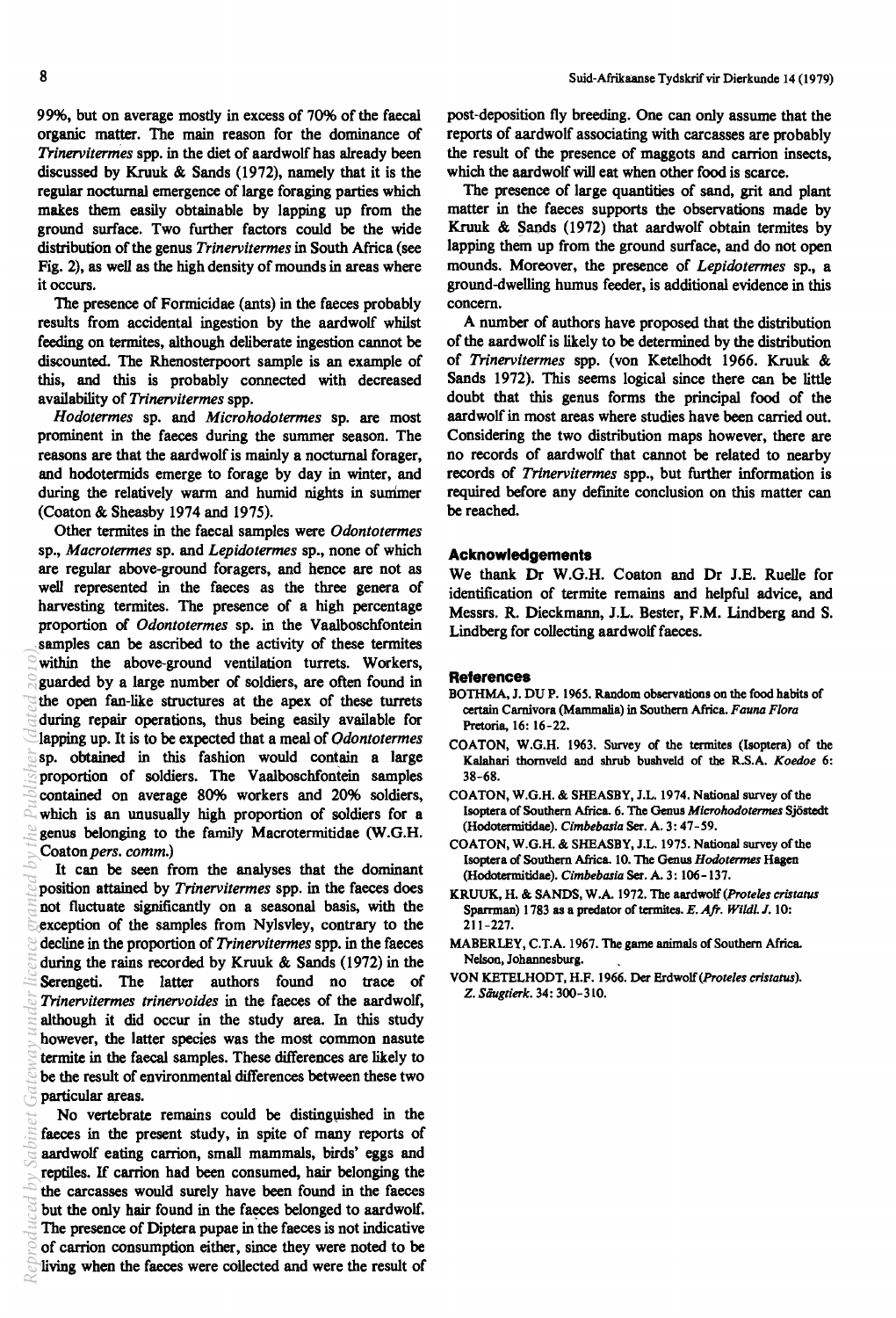99%, but on average mostly in excess of 70% of the faecal organic matter. The main reason for the dominance of *Trinervitermes* spp. in the diet of aardwolf has already been discussed by Kruuk & Sands (1972), namely that it is the regular nocturnal emergence of large foraging parties which makes them easily obtainable by lapping up from the ground surface. Two further factors could be the wide distribution of the genus *Trinervitermes* in South Africa (see Fig. 2), as well as the high density of mounds in areas where it occurs.

The presence of Formicidae (ants) in the faeces probably results from accidental ingestion by the aardwolf whilst feeding on termites, although deliberate ingestion cannot be discounted. The Rhenosterpoort sample is an example of this, and this is probably connected with decreased availability of *Trinervitermes* spp.

*Hodotermes* sp. and *Microhodotermes* sp. are most prominent in the faeces during the summer season. The reasons are that the aardwolf is mainly a nocturnal forager, and hodotermids emerge to forage by day in winter, and during the relatively warm and humid nights in summer (Coaton & Sheasby 1974 and 1975).

Other termites in the faecal samples were *Odontotermes* sp., *Macrotermes* sp. and *Lepidotermes* sp., none of which are regular above-ground foragers, and hence are not as well represented in the faeces as the three genera of harvesting termites. The presence of a high percentage proportion of *Odontotermes* sp. in the Vaalboschfontein samples can be ascribed to the activity of these termites within the above-ground ventilation turrets. Workers, guarded by a large number of soldiers, are often found in the open fan-like structures at the apex of these turrets during repair operations, thus being easily available for lapping up. It is to be expected that a meal of *Odontotermes* sp. obtained in this fashion would contain a large proportion of soldiers. The Vaalboschfontein samples contained on average 80% workers and 20% soldiers, which is an unusually high proportion of soldiers for a genus belonging to the family Macrotermitidae (W.G.H. Coaton *pers. comm.*)

It can be seen from the analyses that the dominant position attained by *Trinervitermes* spp. in the faeces does not fluctuate significantly on a seasonal basis, with the exception of the samples from Nylsvley, contrary to the decline in the proportion of *Trinervitermes* spp. in the faeces during the rains recorded by Kruuk & Sands (1972) in the Serengeti. The latter authors found no trace of *Trinervitermes trinervoides* in the faeces of the aardwolf, although it did occur in the study area. In this study however, the latter species was the most common nasute termite in the faecal samples. These differences are likely to be the result of environmental differences between these two particular areas.

No vertebrate remains could be distinguished in the faeces in the present study, in spite of many reports of aardwolf eating carrion, small mammals, birds' eggs and reptiles. If carrion had been consumed, hair belonging the the carcasses would surely have been found in the faeces but the only hair found in the faeces belonged to aardwolf. The presence of Diptera pupae in the faeces is not indicative of carrion consumption either, since they were noted to be living when the faeces were collected and were the result of post-deposition fly breeding. One can only assume that the reports of aardwolf associating with carcasses are probably the result of the presence of maggots and carrion insects, which the aardwolf will eat when other food is scarce.

The presence of large quantities of sand, grit and plant matter in the faeces supports the observations made by Kruuk & Sands (1972) that aardwolf obtain termites by lapping them up from the ground surface, and do not open mounds. Moreover, the presence of *Lepidotermes* sp., a ground-dwelling humus feeder, is additional evidence in this concern.

A number of authors have proposed that the distribution of the aardwolf is likely to be determined by the distribution of *Trinervitermes* spp. (von Ketelhodt 1966. Kruuk & Sands 1972). This seems logical since there can be little doubt that this genus forms the principal food of the aardwolf in most areas where studies have been carried out. Considering the two distribution maps however, there are no records of aardwolf that cannot be related to nearby records of *Trinervitermes* spp., but further information is required before any definite conclusion on this matter can be reached.

## Acknowledgements

We thank Dr W.G.H. Coaton and Dr J.E. Ruelle for identification of termite remains and helpful advice, and Messrs. R. Dieckmann, J.L. Bester, F.M. Lindberg and S. Lindberg for collecting aardwolf faeces.

## References

BOTHMA, J. DU P. 1965. Random observations on the food habits of certain Carnivora (Mammalia) in Southern Africa. *Fauna Flora* Pretoria, 16: 16–22.

COATON, W.G.H. 1963. Survey of the termites (Isoptera) of the Kalahari thornveld and shrub bushveld of the R.S.A. *Koedoe* 6: 38–68.

COATON, W.G.H. & SHEASBY, J.L. 1974. National survey of the Isoptera of Southern Africa. 6. The Genus *Microhodotermes* Sjöstedt (Hodotermitidae). *Cimbebasia* Ser. A. 3: 47–59.

COATON, W.G.H. & SHEASBY, J.L. 1975. National survey of the Isoptera of Southern Africa. 10. The Genus *Hodotermes* Hagen (Hodotermitidae). *Cimbebasia* Ser. A. 3: 106–137.

KRUUK, H. & SANDS, W.A. 1972. The aardwolf (*Proteles cristatus* Sparrman) 1783 as a predator of termites. *E. Afr. Wildl. J.* 10: 211–227.

MABERLEY, C.T.A. 1967. The game animals of Southern Africa. Nelson, Johannesburg.

VON KETELHODT, H.F. 1966. Der Erdwolf (*Proteles cristatus*). *Z. Säugtierk.* 34: 300–310.